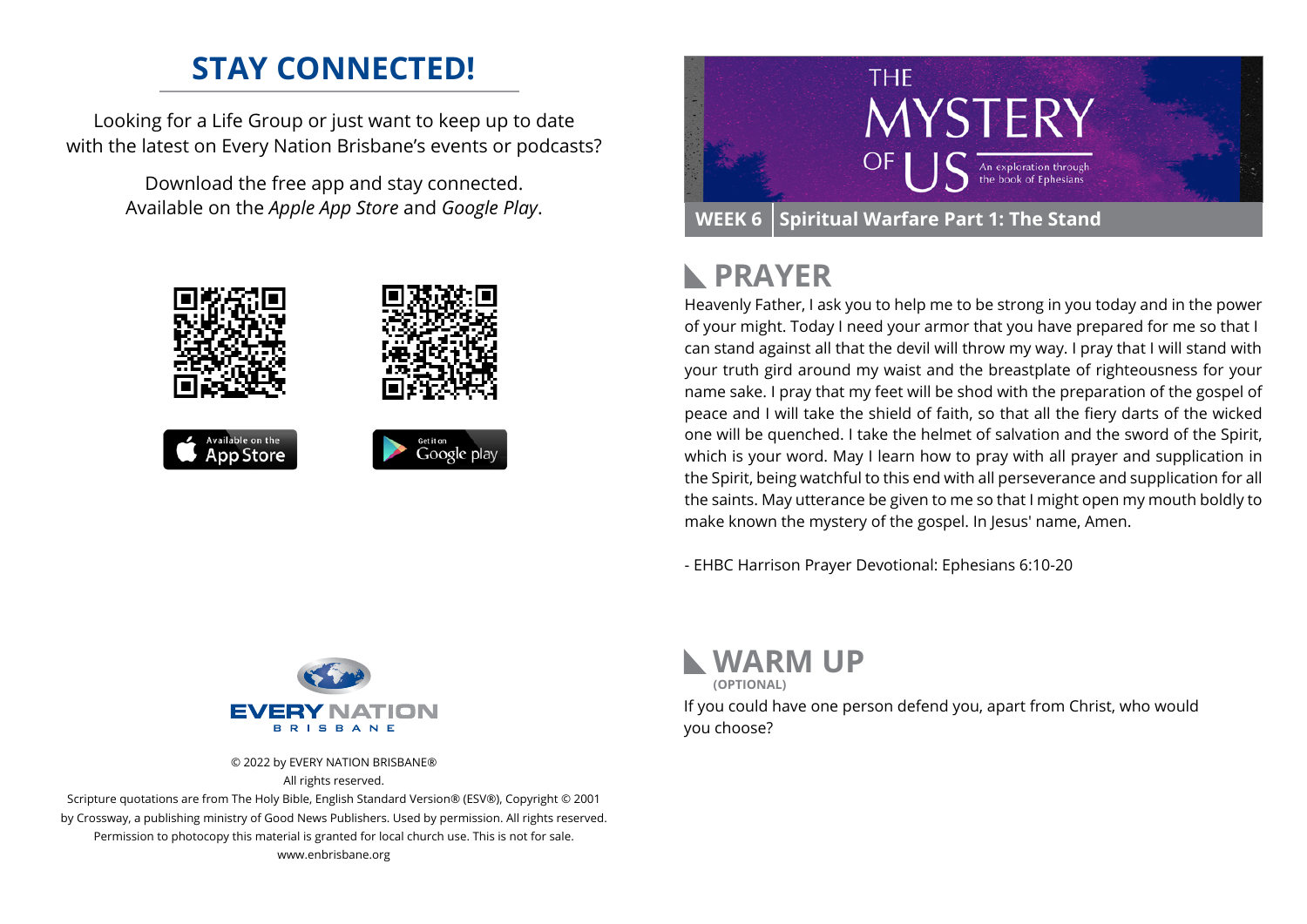## STAY CONNECTED!

Looking for a Life Group or just want to keep up to date with the latest on Every Nation Brisbane's events or podcasts?

Download the free app and stay connected. Available on the *Apple App Store* and *Google Play*.

Available on the App Store

Get it on Google play

EVERY NATION BRISBANE

© 2022 by EVERY NATION BRISBANE®
All rights reserved.
Scripture quotations are from The Holy Bible, English Standard Version® (ESV®), Copyright © 2001 by Crossway, a publishing ministry of Good News Publishers. Used by permission. All rights reserved.
Permission to photocopy this material is granted for local church use. This is not for sale.
www.enbrisbane.org

# THE MYSTERY OF US

An exploration through the book of Ephesians

**WEEK 6** | **Spiritual Warfare Part 1: The Stand**

## PRAYER

Heavenly Father, I ask you to help me to be strong in you today and in the power of your might. Today I need your armor that you have prepared for me so that I can stand against all that the devil will throw my way. I pray that I will stand with your truth gird around my waist and the breastplate of righteousness for your name sake. I pray that my feet will be shod with the preparation of the gospel of peace and I will take the shield of faith, so that all the fiery darts of the wicked one will be quenched. I take the helmet of salvation and the sword of the Spirit, which is your word. May I learn how to pray with all prayer and supplication in the Spirit, being watchful to this end with all perseverance and supplication for all the saints. May utterance be given to me so that I might open my mouth boldly to make known the mystery of the gospel. In Jesus' name, Amen.

- EHBC Harrison Prayer Devotional: Ephesians 6:10-20

## WARM UP

**(OPTIONAL)**

If you could have one person defend you, apart from Christ, who would you choose?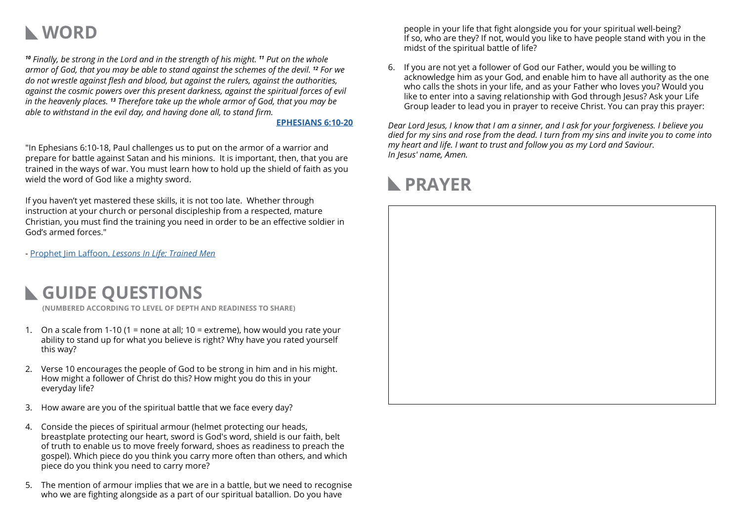## WORD

*[10] Finally, be strong in the Lord and in the strength of his might. [11] Put on the whole armor of God, that you may be able to stand against the schemes of the devil. [12] For we do not wrestle against flesh and blood, but against the rulers, against the authorities, against the cosmic powers over this present darkness, against the spiritual forces of evil in the heavenly places. [13] Therefore take up the whole armor of God, that you may be able to withstand in the evil day, and having done all, to stand firm.*

**EPHESIANS 6:10-20**

"In Ephesians 6:10-18, Paul challenges us to put on the armor of a warrior and prepare for battle against Satan and his minions. It is important, then, that you are trained in the ways of war. You must learn how to hold up the shield of faith as you wield the word of God like a mighty sword.

If you haven't yet mastered these skills, it is not too late. Whether through instruction at your church or personal discipleship from a respected, mature Christian, you must find the training you need in order to be an effective soldier in God's armed forces."

- Prophet Jim Laffoon, *Lessons In Life: Trained Men*

## GUIDE QUESTIONS

**(NUMBERED ACCORDING TO LEVEL OF DEPTH AND READINESS TO SHARE)**

1. On a scale from 1-10 (1 = none at all; 10 = extreme), how would you rate your ability to stand up for what you believe is right? Why have you rated yourself this way?
2. Verse 10 encourages the people of God to be strong in him and in his might. How might a follower of Christ do this? How might you do this in your everyday life?
3. How aware are you of the spiritual battle that we face every day?
4. Conside the pieces of spiritual armour (helmet protecting our heads, breastplate protecting our heart, sword is God's word, shield is our faith, belt of truth to enable us to move freely forward, shoes as readiness to preach the gospel). Which piece do you think you carry more often than others, and which piece do you think you need to carry more?
5. The mention of armour implies that we are in a battle, but we need to recognise who we are fighting alongside as a part of our spiritual batallion. Do you have people in your life that fight alongside you for your spiritual well-being? If so, who are they? If not, would you like to have people stand with you in the midst of the spiritual battle of life?
6. If you are not yet a follower of God our Father, would you be willing to acknowledge him as your God, and enable him to have all authority as the one who calls the shots in your life, and as your Father who loves you? Would you like to enter into a saving relationship with God through Jesus? Ask your Life Group leader to lead you in prayer to receive Christ. You can pray this prayer:

*Dear Lord Jesus, I know that I am a sinner, and I ask for your forgiveness. I believe you died for my sins and rose from the dead. I turn from my sins and invite you to come into my heart and life. I want to trust and follow you as my Lord and Saviour.*
*In Jesus' name, Amen.*

## PRAYER